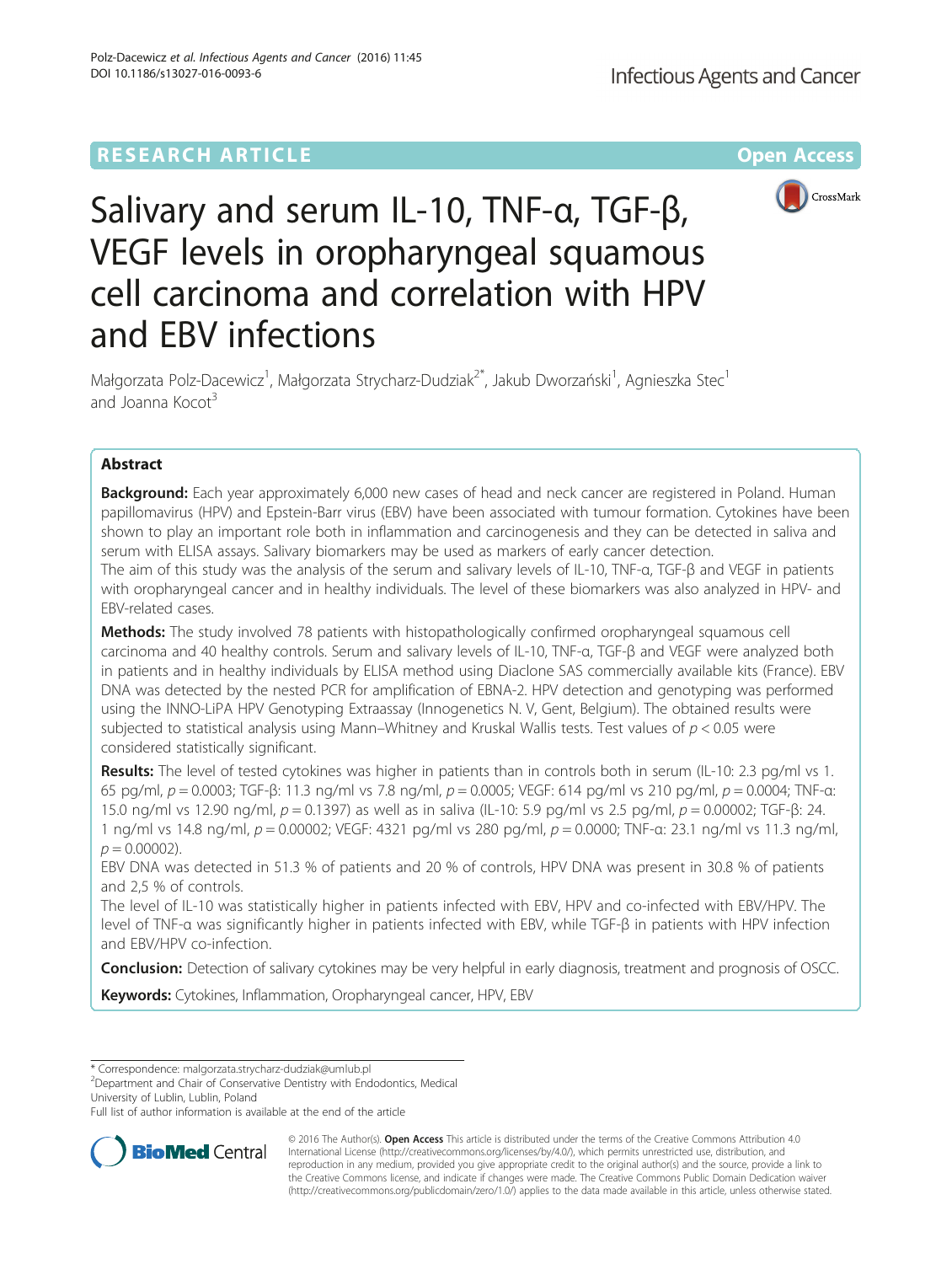RESEARCH ARTICLE

Open Access

# Salivary and serum IL-10, TNF-α, TGF-β, VEGF levels in oropharyngeal squamous cell carcinoma and correlation with HPV and EBV infections

Małgorzata Polz-Dacewicz[1], Małgorzata Strycharz-Dudziak[2*], Jakub Dworzański[1], Agnieszka Stec[1] and Joanna Kocot[3]

## Abstract

**Background:** Each year approximately 6,000 new cases of head and neck cancer are registered in Poland. Human papillomavirus (HPV) and Epstein-Barr virus (EBV) have been associated with tumour formation. Cytokines have been shown to play an important role both in inflammation and carcinogenesis and they can be detected in saliva and serum with ELISA assays. Salivary biomarkers may be used as markers of early cancer detection.

The aim of this study was the analysis of the serum and salivary levels of IL-10, TNF-α, TGF-β and VEGF in patients with oropharyngeal cancer and in healthy individuals. The level of these biomarkers was also analyzed in HPV- and EBV-related cases.

**Methods:** The study involved 78 patients with histopathologically confirmed oropharyngeal squamous cell carcinoma and 40 healthy controls. Serum and salivary levels of IL-10, TNF-α, TGF-β and VEGF were analyzed both in patients and in healthy individuals by ELISA method using Diaclone SAS commercially available kits (France). EBV DNA was detected by the nested PCR for amplification of EBNA-2. HPV detection and genotyping was performed using the INNO-LiPA HPV Genotyping Extraassay (Innogenetics N. V, Gent, Belgium). The obtained results were subjected to statistical analysis using Mann–Whitney and Kruskal Wallis tests. Test values of $p < 0.05$ were considered statistically significant.

**Results:** The level of tested cytokines was higher in patients than in controls both in serum (IL-10: 2.3 pg/ml vs 1.65 pg/ml, $p = 0.0003$; TGF-β: 11.3 ng/ml vs 7.8 ng/ml, $p = 0.0005$; VEGF: 614 pg/ml vs 210 pg/ml, $p = 0.0004$; TNF-α: 15.0 ng/ml vs 12.90 ng/ml, $p = 0.1397$) as well as in saliva (IL-10: 5.9 pg/ml vs 2.5 pg/ml, $p = 0.00002$; TGF-β: 24.1 ng/ml vs 14.8 ng/ml, $p = 0.00002$; VEGF: 4321 pg/ml vs 280 pg/ml, $p = 0.0000$; TNF-α: 23.1 ng/ml vs 11.3 ng/ml, $p = 0.00002$).

EBV DNA was detected in 51.3 % of patients and 20 % of controls, HPV DNA was present in 30.8 % of patients and 2,5 % of controls.

The level of IL-10 was statistically higher in patients infected with EBV, HPV and co-infected with EBV/HPV. The level of TNF-α was significantly higher in patients infected with EBV, while TGF-β in patients with HPV infection and EBV/HPV co-infection.

**Conclusion:** Detection of salivary cytokines may be very helpful in early diagnosis, treatment and prognosis of OSCC.

**Keywords:** Cytokines, Inflammation, Oropharyngeal cancer, HPV, EBV

\* Correspondence: malgorzata.strycharz-dudziak@umlub.pl
[2]Department and Chair of Conservative Dentistry with Endodontics, Medical University of Lublin, Lublin, Poland
Full list of author information is available at the end of the article

© 2016 The Author(s). **Open Access** This article is distributed under the terms of the Creative Commons Attribution 4.0 International License (http://creativecommons.org/licenses/by/4.0/), which permits unrestricted use, distribution, and reproduction in any medium, provided you give appropriate credit to the original author(s) and the source, provide a link to the Creative Commons license, and indicate if changes were made. The Creative Commons Public Domain Dedication waiver (http://creativecommons.org/publicdomain/zero/1.0/) applies to the data made available in this article, unless otherwise stated.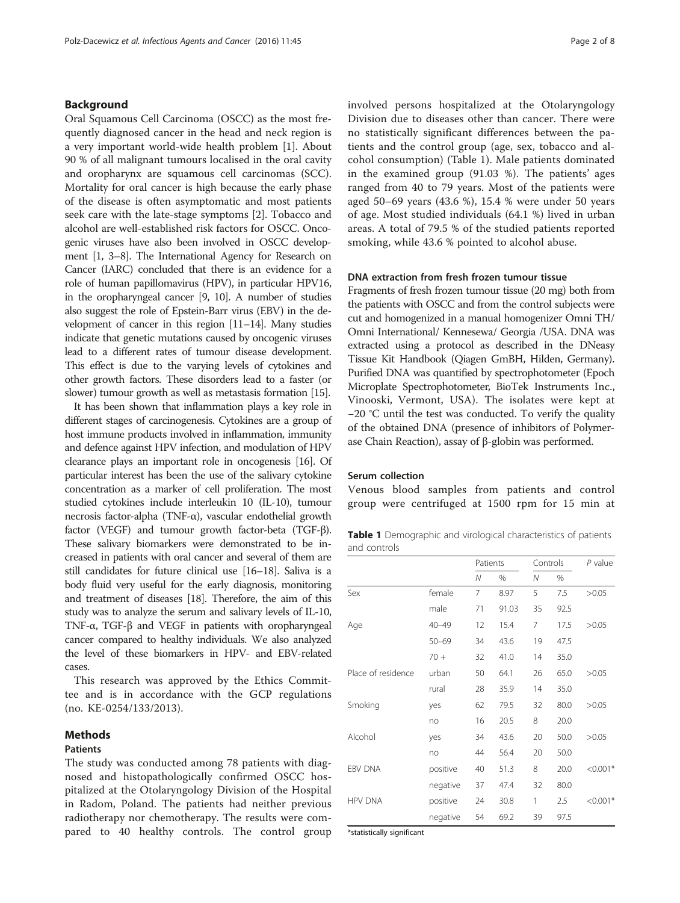## Background

Oral Squamous Cell Carcinoma (OSCC) as the most frequently diagnosed cancer in the head and neck region is a very important world-wide health problem [1]. About 90 % of all malignant tumours localised in the oral cavity and oropharynx are squamous cell carcinomas (SCC). Mortality for oral cancer is high because the early phase of the disease is often asymptomatic and most patients seek care with the late-stage symptoms [2]. Tobacco and alcohol are well-established risk factors for OSCC. Oncogenic viruses have also been involved in OSCC development [1, 3–8]. The International Agency for Research on Cancer (IARC) concluded that there is an evidence for a role of human papillomavirus (HPV), in particular HPV16, in the oropharyngeal cancer [9, 10]. A number of studies also suggest the role of Epstein-Barr virus (EBV) in the development of cancer in this region [11–14]. Many studies indicate that genetic mutations caused by oncogenic viruses lead to a different rates of tumour disease development. This effect is due to the varying levels of cytokines and other growth factors. These disorders lead to a faster (or slower) tumour growth as well as metastasis formation [15].

It has been shown that inflammation plays a key role in different stages of carcinogenesis. Cytokines are a group of host immune products involved in inflammation, immunity and defence against HPV infection, and modulation of HPV clearance plays an important role in oncogenesis [16]. Of particular interest has been the use of the salivary cytokine concentration as a marker of cell proliferation. The most studied cytokines include interleukin 10 (IL-10), tumour necrosis factor-alpha (TNF-α), vascular endothelial growth factor (VEGF) and tumour growth factor-beta (TGF-β). These salivary biomarkers were demonstrated to be increased in patients with oral cancer and several of them are still candidates for future clinical use [16–18]. Saliva is a body fluid very useful for the early diagnosis, monitoring and treatment of diseases [18]. Therefore, the aim of this study was to analyze the serum and salivary levels of IL-10, TNF-α, TGF-β and VEGF in patients with oropharyngeal cancer compared to healthy individuals. We also analyzed the level of these biomarkers in HPV- and EBV-related cases.

This research was approved by the Ethics Committee and is in accordance with the GCP regulations (no. KE-0254/133/2013).

## Methods

### Patients

The study was conducted among 78 patients with diagnosed and histopathologically confirmed OSCC hospitalized at the Otolaryngology Division of the Hospital in Radom, Poland. The patients had neither previous radiotherapy nor chemotherapy. The results were compared to 40 healthy controls. The control group involved persons hospitalized at the Otolaryngology Division due to diseases other than cancer. There were no statistically significant differences between the patients and the control group (age, sex, tobacco and alcohol consumption) (Table 1). Male patients dominated in the examined group (91.03 %). The patients' ages ranged from 40 to 79 years. Most of the patients were aged 50–69 years (43.6 %), 15.4 % were under 50 years of age. Most studied individuals (64.1 %) lived in urban areas. A total of 79.5 % of the studied patients reported smoking, while 43.6 % pointed to alcohol abuse.

### DNA extraction from fresh frozen tumour tissue

Fragments of fresh frozen tumour tissue (20 mg) both from the patients with OSCC and from the control subjects were cut and homogenized in a manual homogenizer Omni TH/ Omni International/ Kennesewa/ Georgia /USA. DNA was extracted using a protocol as described in the DNeasy Tissue Kit Handbook (Qiagen GmbH, Hilden, Germany). Purified DNA was quantified by spectrophotometer (Epoch Microplate Spectrophotometer, BioTek Instruments Inc., Vinooski, Vermont, USA). The isolates were kept at −20 °C until the test was conducted. To verify the quality of the obtained DNA (presence of inhibitors of Polymerase Chain Reaction), assay of β-globin was performed.

### Serum collection

Venous blood samples from patients and control group were centrifuged at 1500 rpm for 15 min at

**Table 1** Demographic and virological characteristics of patients and controls

| | | Patients | | Controls | | P value |
|---|---|---|---|---|---|---|
| | | N | % | N | % | |
| Sex | female | 7 | 8.97 | 5 | 7.5 | >0.05 |
| | male | 71 | 91.03 | 35 | 92.5 | |
| Age | 40–49 | 12 | 15.4 | 7 | 17.5 | >0.05 |
| | 50–69 | 34 | 43.6 | 19 | 47.5 | |
| | 70 + | 32 | 41.0 | 14 | 35.0 | |
| Place of residence | urban | 50 | 64.1 | 26 | 65.0 | >0.05 |
| | rural | 28 | 35.9 | 14 | 35.0 | |
| Smoking | yes | 62 | 79.5 | 32 | 80.0 | >0.05 |
| | no | 16 | 20.5 | 8 | 20.0 | |
| Alcohol | yes | 34 | 43.6 | 20 | 50.0 | >0.05 |
| | no | 44 | 56.4 | 20 | 50.0 | |
| EBV DNA | positive | 40 | 51.3 | 8 | 20.0 | <0.001* |
| | negative | 37 | 47.4 | 32 | 80.0 | |
| HPV DNA | positive | 24 | 30.8 | 1 | 2.5 | <0.001* |
| | negative | 54 | 69.2 | 39 | 97.5 | |

*statistically significant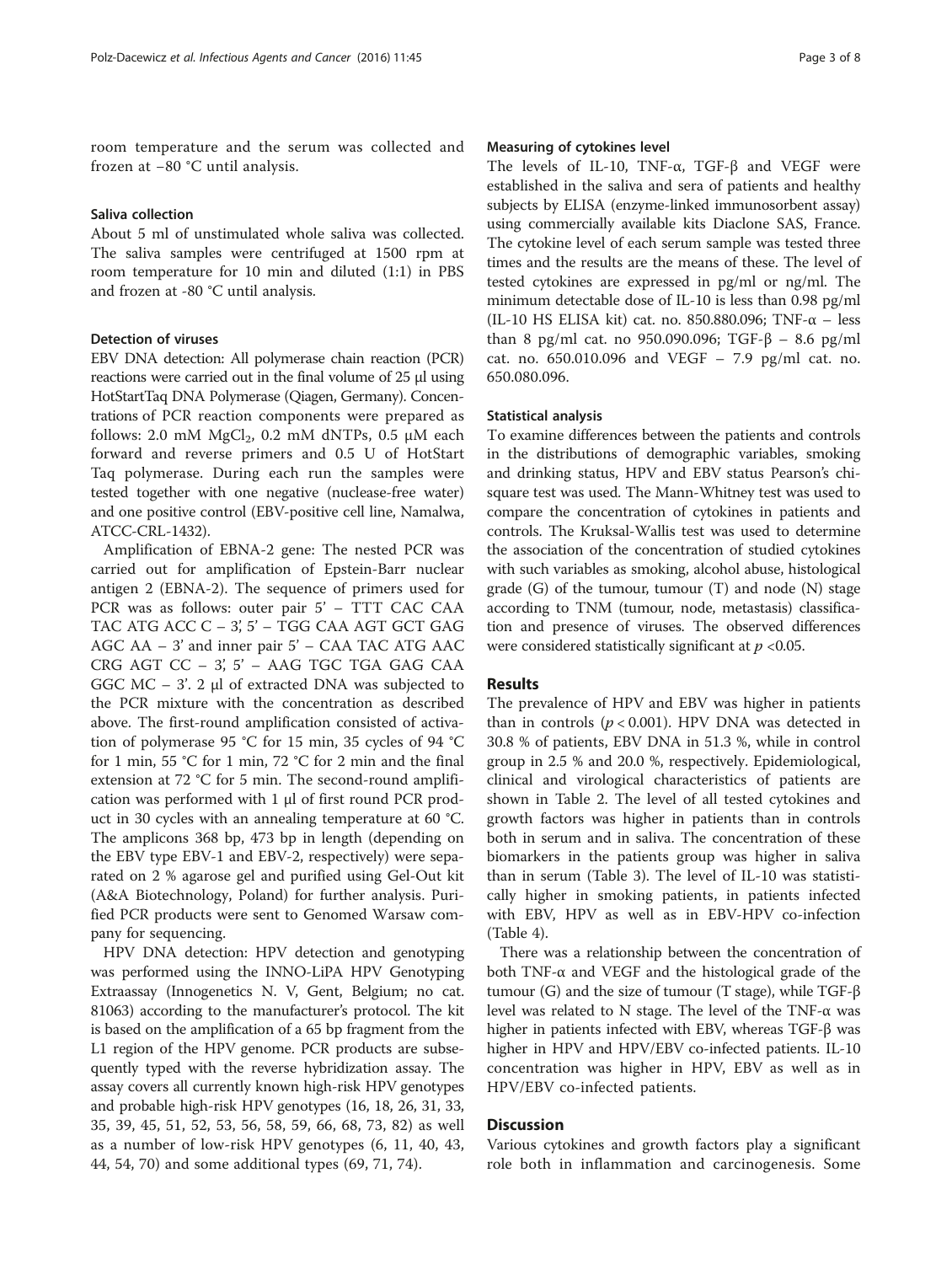room temperature and the serum was collected and frozen at −80 °C until analysis.

### Saliva collection

About 5 ml of unstimulated whole saliva was collected. The saliva samples were centrifuged at 1500 rpm at room temperature for 10 min and diluted (1:1) in PBS and frozen at -80 °C until analysis.

### Detection of viruses

EBV DNA detection: All polymerase chain reaction (PCR) reactions were carried out in the final volume of 25 μl using HotStartTaq DNA Polymerase (Qiagen, Germany). Concentrations of PCR reaction components were prepared as follows: 2.0 mM $MgCl_2$, 0.2 mM dNTPs, 0.5 μM each forward and reverse primers and 0.5 U of HotStart Taq polymerase. During each run the samples were tested together with one negative (nuclease-free water) and one positive control (EBV-positive cell line, Namalwa, ATCC-CRL-1432).

Amplification of EBNA-2 gene: The nested PCR was carried out for amplification of Epstein-Barr nuclear antigen 2 (EBNA-2). The sequence of primers used for PCR was as follows: outer pair 5' – TTT CAC CAA TAC ATG ACC C – 3', 5' – TGG CAA AGT GCT GAG AGC AA – 3' and inner pair 5' – CAA TAC ATG AAC CRG AGT CC – 3', 5' – AAG TGC TGA GAG CAA GGC MC – 3'. 2 μl of extracted DNA was subjected to the PCR mixture with the concentration as described above. The first-round amplification consisted of activation of polymerase 95 °C for 15 min, 35 cycles of 94 °C for 1 min, 55 °C for 1 min, 72 °C for 2 min and the final extension at 72 °C for 5 min. The second-round amplification was performed with 1 μl of first round PCR product in 30 cycles with an annealing temperature at 60 °C. The amplicons 368 bp, 473 bp in length (depending on the EBV type EBV-1 and EBV-2, respectively) were separated on 2 % agarose gel and purified using Gel-Out kit (A&A Biotechnology, Poland) for further analysis. Purified PCR products were sent to Genomed Warsaw company for sequencing.

HPV DNA detection: HPV detection and genotyping was performed using the INNO-LiPA HPV Genotyping Extraassay (Innogenetics N. V, Gent, Belgium; no cat. 81063) according to the manufacturer's protocol. The kit is based on the amplification of a 65 bp fragment from the L1 region of the HPV genome. PCR products are subsequently typed with the reverse hybridization assay. The assay covers all currently known high-risk HPV genotypes and probable high-risk HPV genotypes (16, 18, 26, 31, 33, 35, 39, 45, 51, 52, 53, 56, 58, 59, 66, 68, 73, 82) as well as a number of low-risk HPV genotypes (6, 11, 40, 43, 44, 54, 70) and some additional types (69, 71, 74).

### Measuring of cytokines level

The levels of IL-10, TNF-α, TGF-β and VEGF were established in the saliva and sera of patients and healthy subjects by ELISA (enzyme-linked immunosorbent assay) using commercially available kits Diaclone SAS, France. The cytokine level of each serum sample was tested three times and the results are the means of these. The level of tested cytokines are expressed in pg/ml or ng/ml. The minimum detectable dose of IL-10 is less than 0.98 pg/ml (IL-10 HS ELISA kit) cat. no. 850.880.096; TNF-α – less than 8 pg/ml cat. no 950.090.096; TGF-β – 8.6 pg/ml cat. no. 650.010.096 and VEGF – 7.9 pg/ml cat. no. 650.080.096.

### Statistical analysis

To examine differences between the patients and controls in the distributions of demographic variables, smoking and drinking status, HPV and EBV status Pearson's chi-square test was used. The Mann-Whitney test was used to compare the concentration of cytokines in patients and controls. The Kruksal-Wallis test was used to determine the association of the concentration of studied cytokines with such variables as smoking, alcohol abuse, histological grade (G) of the tumour, tumour (T) and node (N) stage according to TNM (tumour, node, metastasis) classification and presence of viruses. The observed differences were considered statistically significant at $p < 0.05$.

## Results

The prevalence of HPV and EBV was higher in patients than in controls ($p < 0.001$). HPV DNA was detected in 30.8 % of patients, EBV DNA in 51.3 %, while in control group in 2.5 % and 20.0 %, respectively. Epidemiological, clinical and virological characteristics of patients are shown in Table 2. The level of all tested cytokines and growth factors was higher in patients than in controls both in serum and in saliva. The concentration of these biomarkers in the patients group was higher in saliva than in serum (Table 3). The level of IL-10 was statistically higher in smoking patients, in patients infected with EBV, HPV as well as in EBV-HPV co-infection (Table 4).

There was a relationship between the concentration of both TNF-α and VEGF and the histological grade of the tumour (G) and the size of tumour (T stage), while TGF-β level was related to N stage. The level of the TNF-α was higher in patients infected with EBV, whereas TGF-β was higher in HPV and HPV/EBV co-infected patients. IL-10 concentration was higher in HPV, EBV as well as in HPV/EBV co-infected patients.

## Discussion

Various cytokines and growth factors play a significant role both in inflammation and carcinogenesis. Some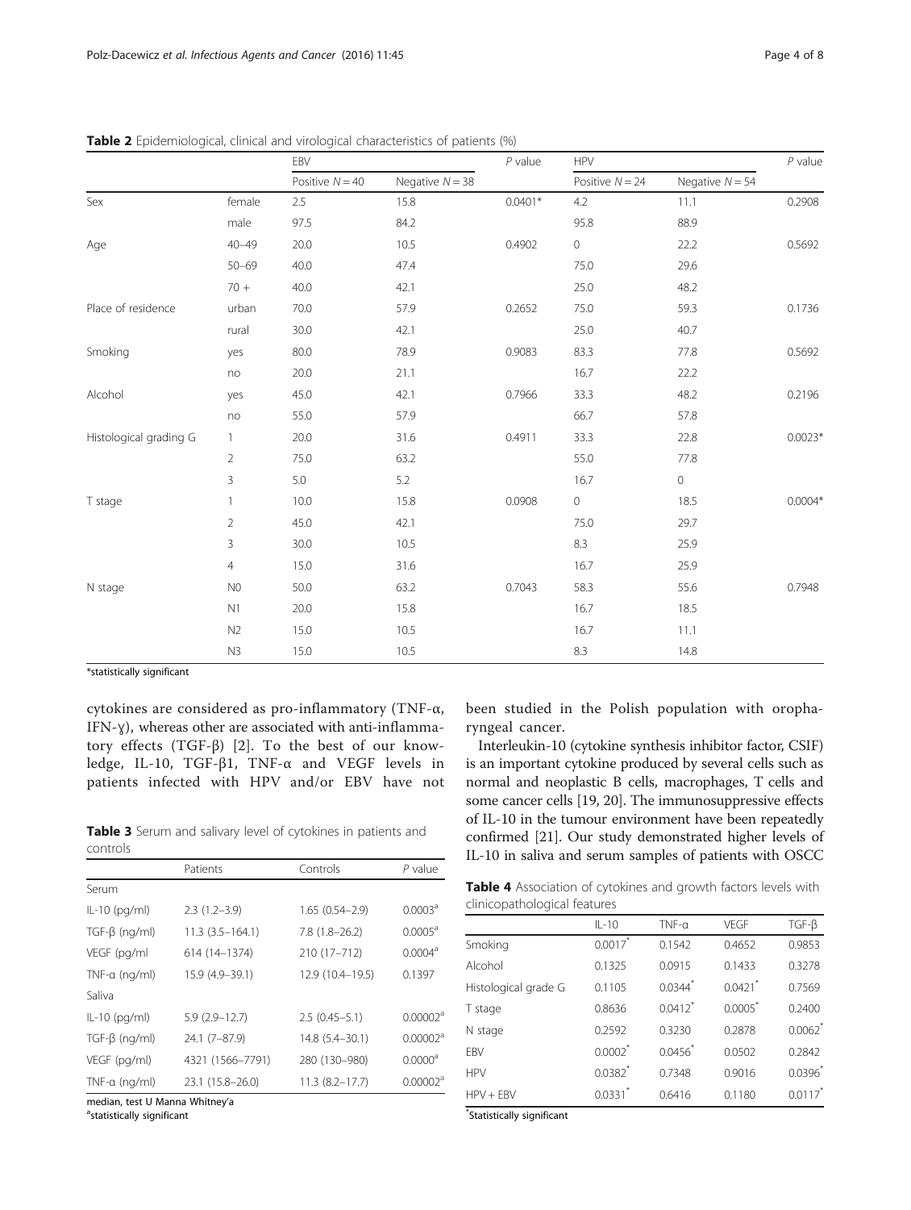**Table 2** Epidemiological, clinical and virological characteristics of patients (%)

| | | EBV | | *P* value | HPV | | *P* value |
|---|---|---|---|---|---|---|---|
| | | Positive $N = 40$ | Negative $N = 38$ | | Positive $N = 24$ | Negative $N = 54$ | |
| Sex | female | 2.5 | 15.8 | 0.0401* | 4.2 | 11.1 | 0.2908 |
| | male | 97.5 | 84.2 | | 95.8 | 88.9 | |
| Age | 40–49 | 20.0 | 10.5 | 0.4902 | 0 | 22.2 | 0.5692 |
| | 50–69 | 40.0 | 47.4 | | 75.0 | 29.6 | |
| | 70 + | 40.0 | 42.1 | | 25.0 | 48.2 | |
| Place of residence | urban | 70.0 | 57.9 | 0.2652 | 75.0 | 59.3 | 0.1736 |
| | rural | 30.0 | 42.1 | | 25.0 | 40.7 | |
| Smoking | yes | 80.0 | 78.9 | 0.9083 | 83.3 | 77.8 | 0.5692 |
| | no | 20.0 | 21.1 | | 16.7 | 22.2 | |
| Alcohol | yes | 45.0 | 42.1 | 0.7966 | 33.3 | 48.2 | 0.2196 |
| | no | 55.0 | 57.9 | | 66.7 | 57.8 | |
| Histological grading G | 1 | 20.0 | 31.6 | 0.4911 | 33.3 | 22.8 | 0.0023* |
| | 2 | 75.0 | 63.2 | | 55.0 | 77.8 | |
| | 3 | 5.0 | 5.2 | | 16.7 | 0 | |
| T stage | 1 | 10.0 | 15.8 | 0.0908 | 0 | 18.5 | 0.0004* |
| | 2 | 45.0 | 42.1 | | 75.0 | 29.7 | |
| | 3 | 30.0 | 10.5 | | 8.3 | 25.9 | |
| | 4 | 15.0 | 31.6 | | 16.7 | 25.9 | |
| N stage | N0 | 50.0 | 63.2 | 0.7043 | 58.3 | 55.6 | 0.7948 |
| | N1 | 20.0 | 15.8 | | 16.7 | 18.5 | |
| | N2 | 15.0 | 10.5 | | 16.7 | 11.1 | |
| | N3 | 15.0 | 10.5 | | 8.3 | 14.8 | |

*statistically significant

cytokines are considered as pro-inflammatory (TNF-α, IFN-ɣ), whereas other are associated with anti-inflammatory effects (TGF-β) [2]. To the best of our knowledge, IL-10, TGF-β1, TNF-α and VEGF levels in patients infected with HPV and/or EBV have not been studied in the Polish population with oropharyngeal cancer.

**Table 3** Serum and salivary level of cytokines in patients and controls

| | Patients | Controls | *P* value |
|---|---|---|---|
| Serum | | | |
| IL-10 (pg/ml) | 2.3 (1.2–3.9) | 1.65 (0.54–2.9) | 0.0003[a] |
| TGF-β (ng/ml) | 11.3 (3.5–164.1) | 7.8 (1.8–26.2) | 0.0005[a] |
| VEGF (pg/ml | 614 (14–1374) | 210 (17–712) | 0.0004[a] |
| TNF-α (ng/ml) | 15.9 (4.9–39.1) | 12.9 (10.4–19.5) | 0.1397 |
| Saliva | | | |
| IL-10 (pg/ml) | 5.9 (2.9–12.7) | 2.5 (0.45–5.1) | 0.00002[a] |
| TGF-β (ng/ml) | 24.1 (7–87.9) | 14.8 (5.4–30.1) | 0.00002[a] |
| VEGF (pg/ml) | 4321 (1566–7791) | 280 (130–980) | 0.0000[a] |
| TNF-α (ng/ml) | 23.1 (15.8–26.0) | 11.3 (8.2–17.7) | 0.00002[a] |

median, test U Manna Whitney'a
[a]statistically significant

Interleukin-10 (cytokine synthesis inhibitor factor, CSIF) is an important cytokine produced by several cells such as normal and neoplastic B cells, macrophages, T cells and some cancer cells [19, 20]. The immunosuppressive effects of IL-10 in the tumour environment have been repeatedly confirmed [21]. Our study demonstrated higher levels of IL-10 in saliva and serum samples of patients with OSCC

**Table 4** Association of cytokines and growth factors levels with clinicopathological features

| | IL-10 | TNF-α | VEGF | TGF-β |
|---|---|---|---|---|
| Smoking | 0.0017* | 0.1542 | 0.4652 | 0.9853 |
| Alcohol | 0.1325 | 0.0915 | 0.1433 | 0.3278 |
| Histological grade G | 0.1105 | 0.0344* | 0.0421* | 0.7569 |
| T stage | 0.8636 | 0.0412* | 0.0005* | 0.2400 |
| N stage | 0.2592 | 0.3230 | 0.2878 | 0.0062* |
| EBV | 0.0002* | 0.0456* | 0.0502 | 0.2842 |
| HPV | 0.0382* | 0.7348 | 0.9016 | 0.0396* |
| HPV + EBV | 0.0331* | 0.6416 | 0.1180 | 0.0117* |

*Statistically significant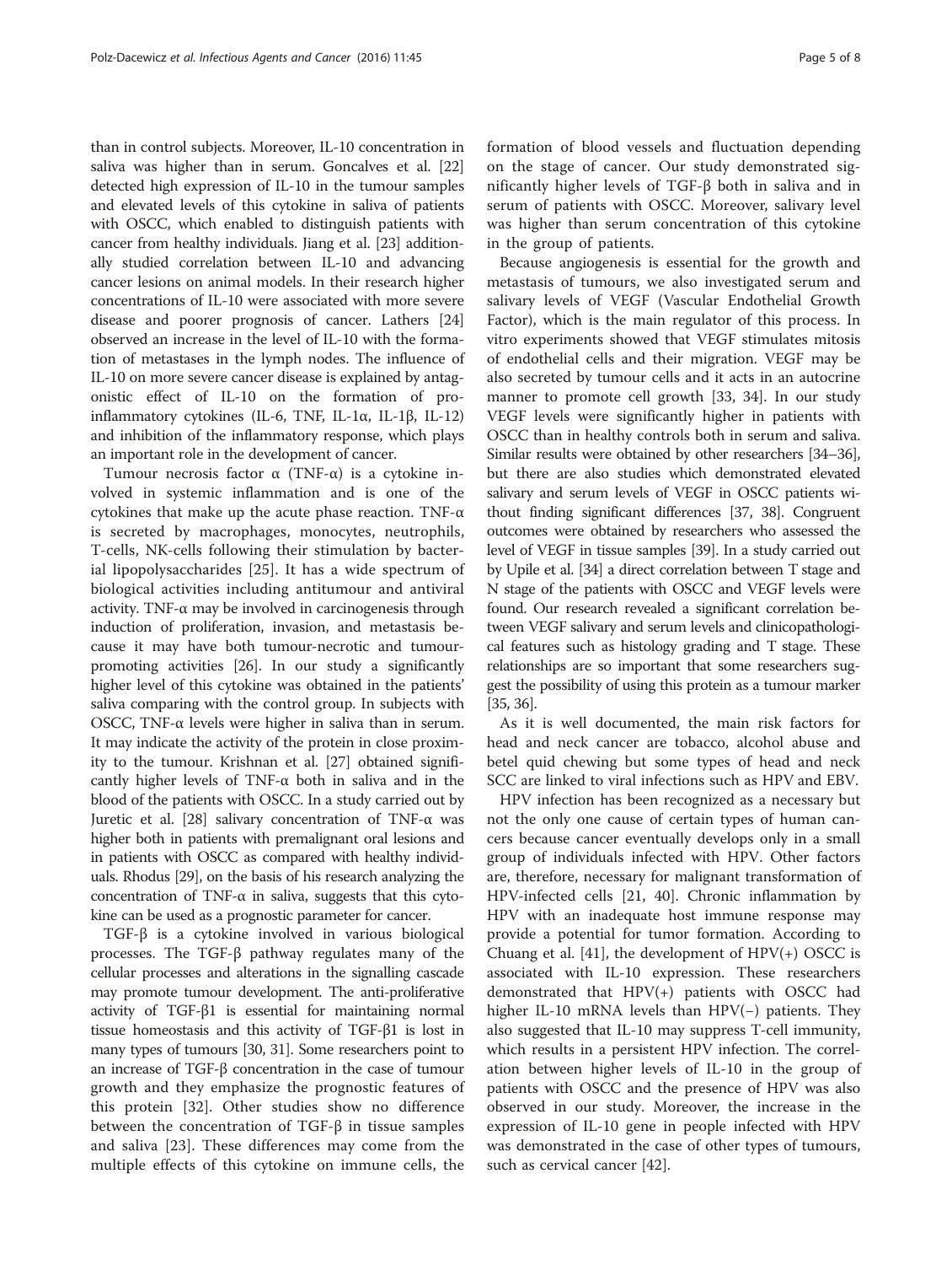than in control subjects. Moreover, IL-10 concentration in saliva was higher than in serum. Goncalves et al. [22] detected high expression of IL-10 in the tumour samples and elevated levels of this cytokine in saliva of patients with OSCC, which enabled to distinguish patients with cancer from healthy individuals. Jiang et al. [23] additionally studied correlation between IL-10 and advancing cancer lesions on animal models. In their research higher concentrations of IL-10 were associated with more severe disease and poorer prognosis of cancer. Lathers [24] observed an increase in the level of IL-10 with the formation of metastases in the lymph nodes. The influence of IL-10 on more severe cancer disease is explained by antagonistic effect of IL-10 on the formation of pro-inflammatory cytokines (IL-6, TNF, IL-1α, IL-1β, IL-12) and inhibition of the inflammatory response, which plays an important role in the development of cancer.

Tumour necrosis factor α (TNF-α) is a cytokine involved in systemic inflammation and is one of the cytokines that make up the acute phase reaction. TNF-α is secreted by macrophages, monocytes, neutrophils, T-cells, NK-cells following their stimulation by bacterial lipopolysaccharides [25]. It has a wide spectrum of biological activities including antitumour and antiviral activity. TNF-α may be involved in carcinogenesis through induction of proliferation, invasion, and metastasis because it may have both tumour-necrotic and tumour-promoting activities [26]. In our study a significantly higher level of this cytokine was obtained in the patients' saliva comparing with the control group. In subjects with OSCC, TNF-α levels were higher in saliva than in serum. It may indicate the activity of the protein in close proximity to the tumour. Krishnan et al. [27] obtained significantly higher levels of TNF-α both in saliva and in the blood of the patients with OSCC. In a study carried out by Juretic et al. [28] salivary concentration of TNF-α was higher both in patients with premalignant oral lesions and in patients with OSCC as compared with healthy individuals. Rhodus [29], on the basis of his research analyzing the concentration of TNF-α in saliva, suggests that this cytokine can be used as a prognostic parameter for cancer.

TGF-β is a cytokine involved in various biological processes. The TGF-β pathway regulates many of the cellular processes and alterations in the signalling cascade may promote tumour development. The anti-proliferative activity of TGF-β1 is essential for maintaining normal tissue homeostasis and this activity of TGF-β1 is lost in many types of tumours [30, 31]. Some researchers point to an increase of TGF-β concentration in the case of tumour growth and they emphasize the prognostic features of this protein [32]. Other studies show no difference between the concentration of TGF-β in tissue samples and saliva [23]. These differences may come from the multiple effects of this cytokine on immune cells, the formation of blood vessels and fluctuation depending on the stage of cancer. Our study demonstrated significantly higher levels of TGF-β both in saliva and in serum of patients with OSCC. Moreover, salivary level was higher than serum concentration of this cytokine in the group of patients.

Because angiogenesis is essential for the growth and metastasis of tumours, we also investigated serum and salivary levels of VEGF (Vascular Endothelial Growth Factor), which is the main regulator of this process. In vitro experiments showed that VEGF stimulates mitosis of endothelial cells and their migration. VEGF may be also secreted by tumour cells and it acts in an autocrine manner to promote cell growth [33, 34]. In our study VEGF levels were significantly higher in patients with OSCC than in healthy controls both in serum and saliva. Similar results were obtained by other researchers [34–36], but there are also studies which demonstrated elevated salivary and serum levels of VEGF in OSCC patients without finding significant differences [37, 38]. Congruent outcomes were obtained by researchers who assessed the level of VEGF in tissue samples [39]. In a study carried out by Upile et al. [34] a direct correlation between T stage and N stage of the patients with OSCC and VEGF levels were found. Our research revealed a significant correlation between VEGF salivary and serum levels and clinicopathological features such as histology grading and T stage. These relationships are so important that some researchers suggest the possibility of using this protein as a tumour marker [35, 36].

As it is well documented, the main risk factors for head and neck cancer are tobacco, alcohol abuse and betel quid chewing but some types of head and neck SCC are linked to viral infections such as HPV and EBV.

HPV infection has been recognized as a necessary but not the only one cause of certain types of human cancers because cancer eventually develops only in a small group of individuals infected with HPV. Other factors are, therefore, necessary for malignant transformation of HPV-infected cells [21, 40]. Chronic inflammation by HPV with an inadequate host immune response may provide a potential for tumor formation. According to Chuang et al. [41], the development of HPV(+) OSCC is associated with IL-10 expression. These researchers demonstrated that HPV(+) patients with OSCC had higher IL-10 mRNA levels than HPV(−) patients. They also suggested that IL-10 may suppress T-cell immunity, which results in a persistent HPV infection. The correlation between higher levels of IL-10 in the group of patients with OSCC and the presence of HPV was also observed in our study. Moreover, the increase in the expression of IL-10 gene in people infected with HPV was demonstrated in the case of other types of tumours, such as cervical cancer [42].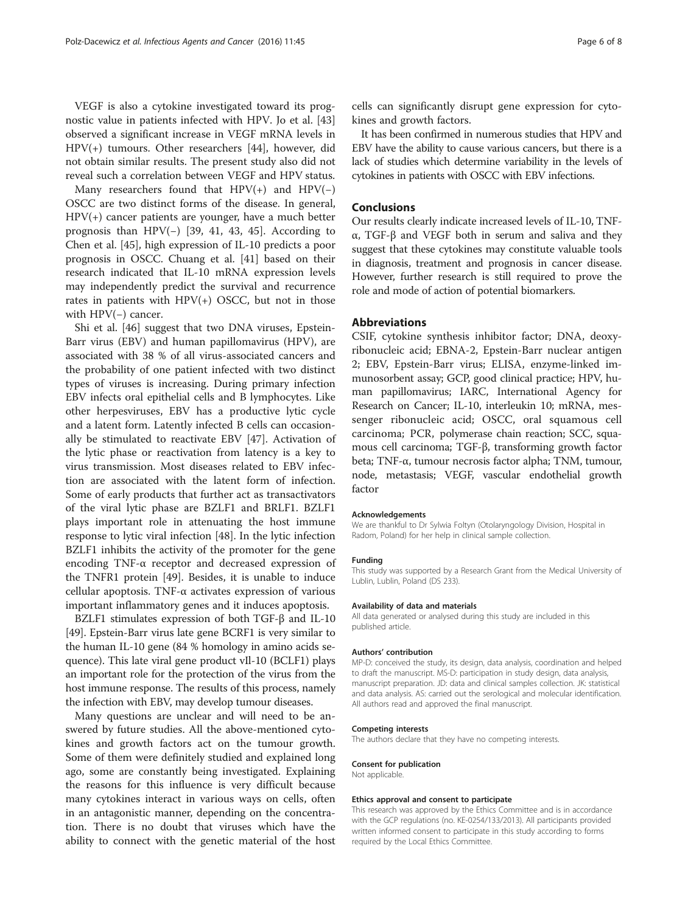VEGF is also a cytokine investigated toward its prognostic value in patients infected with HPV. Jo et al. [43] observed a significant increase in VEGF mRNA levels in HPV(+) tumours. Other researchers [44], however, did not obtain similar results. The present study also did not reveal such a correlation between VEGF and HPV status.

Many researchers found that HPV(+) and HPV(−) OSCC are two distinct forms of the disease. In general, HPV(+) cancer patients are younger, have a much better prognosis than HPV(−) [39, 41, 43, 45]. According to Chen et al. [45], high expression of IL-10 predicts a poor prognosis in OSCC. Chuang et al. [41] based on their research indicated that IL-10 mRNA expression levels may independently predict the survival and recurrence rates in patients with HPV(+) OSCC, but not in those with HPV(−) cancer.

Shi et al. [46] suggest that two DNA viruses, Epstein-Barr virus (EBV) and human papillomavirus (HPV), are associated with 38 % of all virus-associated cancers and the probability of one patient infected with two distinct types of viruses is increasing. During primary infection EBV infects oral epithelial cells and B lymphocytes. Like other herpesviruses, EBV has a productive lytic cycle and a latent form. Latently infected B cells can occasionally be stimulated to reactivate EBV [47]. Activation of the lytic phase or reactivation from latency is a key to virus transmission. Most diseases related to EBV infection are associated with the latent form of infection. Some of early products that further act as transactivators of the viral lytic phase are BZLF1 and BRLF1. BZLF1 plays important role in attenuating the host immune response to lytic viral infection [48]. In the lytic infection BZLF1 inhibits the activity of the promoter for the gene encoding TNF-α receptor and decreased expression of the TNFR1 protein [49]. Besides, it is unable to induce cellular apoptosis. TNF-α activates expression of various important inflammatory genes and it induces apoptosis.

BZLF1 stimulates expression of both TGF-β and IL-10 [49]. Epstein-Barr virus late gene BCRF1 is very similar to the human IL-10 gene (84 % homology in amino acids sequence). This late viral gene product vIl-10 (BCLF1) plays an important role for the protection of the virus from the host immune response. The results of this process, namely the infection with EBV, may develop tumour diseases.

Many questions are unclear and will need to be answered by future studies. All the above-mentioned cytokines and growth factors act on the tumour growth. Some of them were definitely studied and explained long ago, some are constantly being investigated. Explaining the reasons for this influence is very difficult because many cytokines interact in various ways on cells, often in an antagonistic manner, depending on the concentration. There is no doubt that viruses which have the ability to connect with the genetic material of the host cells can significantly disrupt gene expression for cytokines and growth factors.

It has been confirmed in numerous studies that HPV and EBV have the ability to cause various cancers, but there is a lack of studies which determine variability in the levels of cytokines in patients with OSCC with EBV infections.

## Conclusions

Our results clearly indicate increased levels of IL-10, TNF-α, TGF-β and VEGF both in serum and saliva and they suggest that these cytokines may constitute valuable tools in diagnosis, treatment and prognosis in cancer disease. However, further research is still required to prove the role and mode of action of potential biomarkers.

## Abbreviations

CSIF, cytokine synthesis inhibitor factor; DNA, deoxyribonucleic acid; EBNA-2, Epstein-Barr nuclear antigen 2; EBV, Epstein-Barr virus; ELISA, enzyme-linked immunosorbent assay; GCP, good clinical practice; HPV, human papillomavirus; IARC, International Agency for Research on Cancer; IL-10, interleukin 10; mRNA, messenger ribonucleic acid; OSCC, oral squamous cell carcinoma; PCR, polymerase chain reaction; SCC, squamous cell carcinoma; TGF-β, transforming growth factor beta; TNF-α, tumour necrosis factor alpha; TNM, tumour, node, metastasis; VEGF, vascular endothelial growth factor

#### Acknowledgements

We are thankful to Dr Sylwia Foltyn (Otolaryngology Division, Hospital in Radom, Poland) for her help in clinical sample collection.

#### Funding

This study was supported by a Research Grant from the Medical University of Lublin, Lublin, Poland (DS 233).

#### Availability of data and materials

All data generated or analysed during this study are included in this published article.

#### Authors' contribution

MP-D: conceived the study, its design, data analysis, coordination and helped to draft the manuscript. MS-D: participation in study design, data analysis, manuscript preparation. JD: data and clinical samples collection. JK: statistical and data analysis. AS: carried out the serological and molecular identification. All authors read and approved the final manuscript.

#### Competing interests

The authors declare that they have no competing interests.

#### Consent for publication

Not applicable.

#### Ethics approval and consent to participate

This research was approved by the Ethics Committee and is in accordance with the GCP regulations (no. KE-0254/133/2013). All participants provided written informed consent to participate in this study according to forms required by the Local Ethics Committee.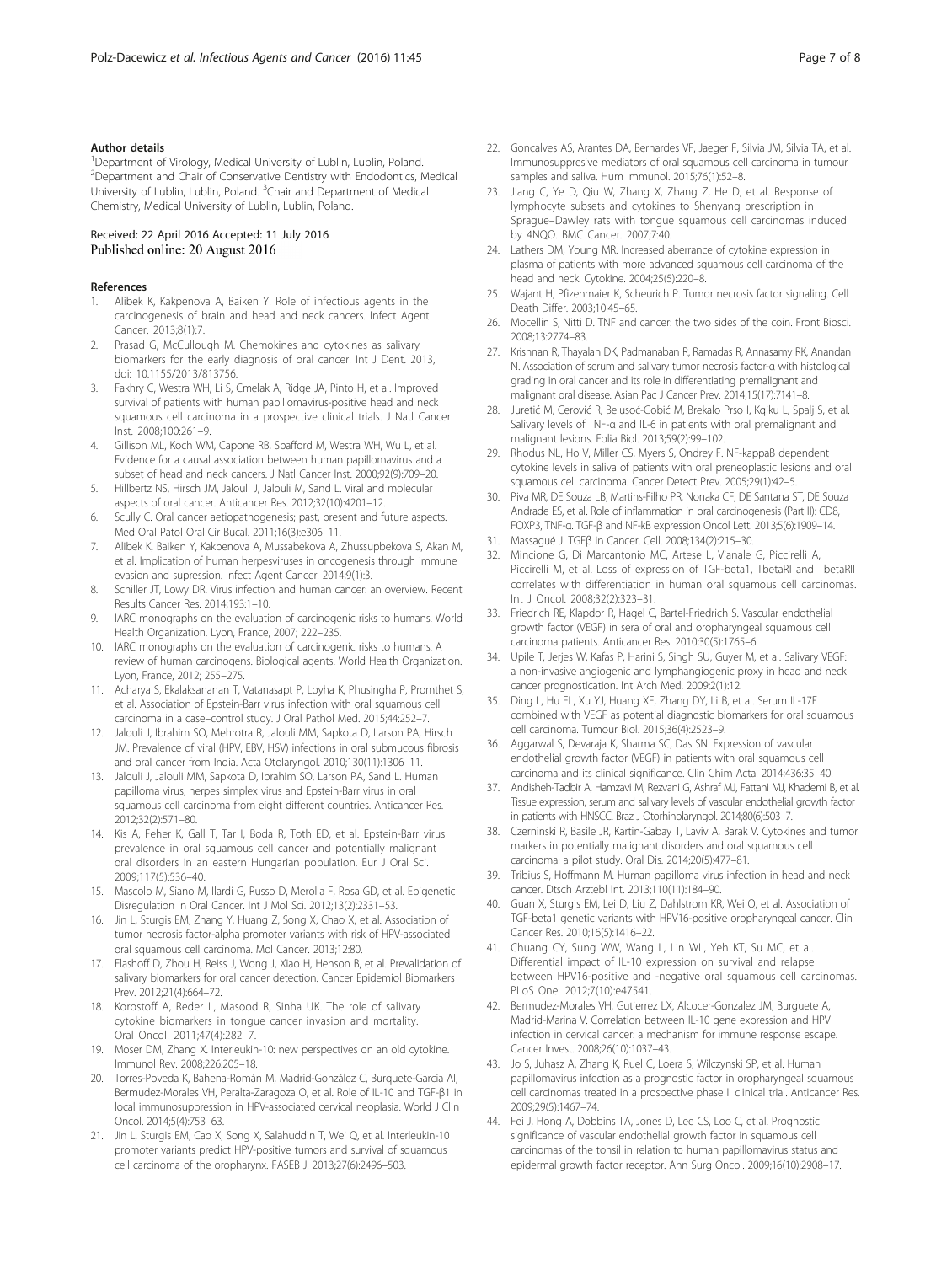#### Author details

[1]Department of Virology, Medical University of Lublin, Lublin, Poland. [2]Department and Chair of Conservative Dentistry with Endodontics, Medical University of Lublin, Lublin, Poland. [3]Chair and Department of Medical Chemistry, Medical University of Lublin, Lublin, Poland.

Received: 22 April 2016 Accepted: 11 July 2016
Published online: 20 August 2016

#### References

1. Alibek K, Kakpenova A, Baiken Y. Role of infectious agents in the carcinogenesis of brain and head and neck cancers. Infect Agent Cancer. 2013;8(1):7.
2. Prasad G, McCullough M. Chemokines and cytokines as salivary biomarkers for the early diagnosis of oral cancer. Int J Dent. 2013, doi: 10.1155/2013/813756.
3. Fakhry C, Westra WH, Li S, Cmelak A, Ridge JA, Pinto H, et al. Improved survival of patients with human papillomavirus-positive head and neck squamous cell carcinoma in a prospective clinical trials. J Natl Cancer Inst. 2008;100:261–9.
4. Gillison ML, Koch WM, Capone RB, Spafford M, Westra WH, Wu L, et al. Evidence for a causal association between human papillomavirus and a subset of head and neck cancers. J Natl Cancer Inst. 2000;92(9):709–20.
5. Hillbertz NS, Hirsch JM, Jalouli J, Jalouli M, Sand L. Viral and molecular aspects of oral cancer. Anticancer Res. 2012;32(10):4201–12.
6. Scully C. Oral cancer aetiopathogenesis; past, present and future aspects. Med Oral Patol Oral Cir Bucal. 2011;16(3):e306–11.
7. Alibek K, Baiken Y, Kakpenova A, Mussabekova A, Zhussupbekova S, Akan M, et al. Implication of human herpesviruses in oncogenesis through immune evasion and supression. Infect Agent Cancer. 2014;9(1):3.
8. Schiller JT, Lowy DR. Virus infection and human cancer: an overview. Recent Results Cancer Res. 2014;193:1–10.
9. IARC monographs on the evaluation of carcinogenic risks to humans. World Health Organization. Lyon, France, 2007; 222–235.
10. IARC monographs on the evaluation of carcinogenic risks to humans. A review of human carcinogens. Biological agents. World Health Organization. Lyon, France, 2012; 255–275.
11. Acharya S, Ekalaksananan T, Vatanasapt P, Loyha K, Phusingha P, Promthet S, et al. Association of Epstein-Barr virus infection with oral squamous cell carcinoma in a case–control study. J Oral Pathol Med. 2015;44:252–7.
12. Jalouli J, Ibrahim SO, Mehrotra R, Jalouli MM, Sapkota D, Larson PA, Hirsch JM. Prevalence of viral (HPV, EBV, HSV) infections in oral submucous fibrosis and oral cancer from India. Acta Otolaryngol. 2010;130(11):1306–11.
13. Jalouli J, Jalouli MM, Sapkota D, Ibrahim SO, Larson PA, Sand L. Human papilloma virus, herpes simplex virus and Epstein-Barr virus in oral squamous cell carcinoma from eight different countries. Anticancer Res. 2012;32(2):571–80.
14. Kis A, Feher K, Gall T, Tar I, Boda R, Toth ED, et al. Epstein-Barr virus prevalence in oral squamous cell cancer and potentially malignant oral disorders in an eastern Hungarian population. Eur J Oral Sci. 2009;117(5):536–40.
15. Mascolo M, Siano M, Ilardi G, Russo D, Merolla F, Rosa GD, et al. Epigenetic Disregulation in Oral Cancer. Int J Mol Sci. 2012;13(2):2331–53.
16. Jin L, Sturgis EM, Zhang Y, Huang Z, Song X, Chao X, et al. Association of tumor necrosis factor-alpha promoter variants with risk of HPV-associated oral squamous cell carcinoma. Mol Cancer. 2013;12:80.
17. Elashoff D, Zhou H, Reiss J, Wong J, Xiao H, Henson B, et al. Prevalidation of salivary biomarkers for oral cancer detection. Cancer Epidemiol Biomarkers Prev. 2012;21(4):664–72.
18. Korostoff A, Reder L, Masood R, Sinha UK. The role of salivary cytokine biomarkers in tongue cancer invasion and mortality. Oral Oncol. 2011;47(4):282–7.
19. Moser DM, Zhang X. Interleukin-10: new perspectives on an old cytokine. Immunol Rev. 2008;226:205–18.
20. Torres-Poveda K, Bahena-Román M, Madrid-González C, Burquete-Garcia AI, Bermudez-Morales VH, Peralta-Zaragoza O, et al. Role of IL-10 and TGF-β1 in local immunosuppression in HPV-associated cervical neoplasia. World J Clin Oncol. 2014;5(4):753–63.
21. Jin L, Sturgis EM, Cao X, Song X, Salahuddin T, Wei Q, et al. Interleukin-10 promoter variants predict HPV-positive tumors and survival of squamous cell carcinoma of the oropharynx. FASEB J. 2013;27(6):2496–503.
22. Goncalves AS, Arantes DA, Bernardes VF, Jaeger F, Silvia JM, Silvia TA, et al. Immunosuppresive mediators of oral squamous cell carcinoma in tumour samples and saliva. Hum Immunol. 2015;76(1):52–8.
23. Jiang C, Ye D, Qiu W, Zhang X, Zhang Z, He D, et al. Response of lymphocyte subsets and cytokines to Shenyang prescription in Sprague–Dawley rats with tongue squamous cell carcinomas induced by 4NQO. BMC Cancer. 2007;7:40.
24. Lathers DM, Young MR. Increased aberrance of cytokine expression in plasma of patients with more advanced squamous cell carcinoma of the head and neck. Cytokine. 2004;25(5):220–8.
25. Wajant H, Pfizenmaier K, Scheurich P. Tumor necrosis factor signaling. Cell Death Differ. 2003;10:45–65.
26. Mocellin S, Nitti D. TNF and cancer: the two sides of the coin. Front Biosci. 2008;13:2774–83.
27. Krishnan R, Thayalan DK, Padmanaban R, Ramadas R, Annasamy RK, Anandan N. Association of serum and salivary tumor necrosis factor-α with histological grading in oral cancer and its role in differentiating premalignant and malignant oral disease. Asian Pac J Cancer Prev. 2014;15(17):7141–8.
28. Juretić M, Cerović R, Belusoć-Gobić M, Brekalo Prso I, Kqiku L, Spalj S, et al. Salivary levels of TNF-α and IL-6 in patients with oral premalignant and malignant lesions. Folia Biol. 2013;59(2):99–102.
29. Rhodus NL, Ho V, Miller CS, Myers S, Ondrey F. NF-kappaB dependent cytokine levels in saliva of patients with oral preneoplastic lesions and oral squamous cell carcinoma. Cancer Detect Prev. 2005;29(1):42–5.
30. Piva MR, DE Souza LB, Martins-Filho PR, Nonaka CF, DE Santana ST, DE Souza Andrade ES, et al. Role of inflammation in oral carcinogenesis (Part II): CD8, FOXP3, TNF-α. TGF-β and NF-kB expression Oncol Lett. 2013;5(6):1909–14.
31. Massagué J. TGFβ in Cancer. Cell. 2008;134(2):215–30.
32. Mincione G, Di Marcantonio MC, Artese L, Vianale G, Piccirelli A, Piccirelli M, et al. Loss of expression of TGF-beta1, TbetaRI and TbetaRII correlates with differentiation in human oral squamous cell carcinomas. Int J Oncol. 2008;32(2):323–31.
33. Friedrich RE, Klapdor R, Hagel C, Bartel-Friedrich S. Vascular endothelial growth factor (VEGF) in sera of oral and oropharyngeal squamous cell carcinoma patients. Anticancer Res. 2010;30(5):1765–6.
34. Upile T, Jerjes W, Kafas P, Harini S, Singh SU, Guyer M, et al. Salivary VEGF: a non-invasive angiogenic and lymphangiogenic proxy in head and neck cancer prognostication. Int Arch Med. 2009;2(1):12.
35. Ding L, Hu EL, Xu YJ, Huang XF, Zhang DY, Li B, et al. Serum IL-17F combined with VEGF as potential diagnostic biomarkers for oral squamous cell carcinoma. Tumour Biol. 2015;36(4):2523–9.
36. Aggarwal S, Devaraja K, Sharma SC, Das SN. Expression of vascular endothelial growth factor (VEGF) in patients with oral squamous cell carcinoma and its clinical significance. Clin Chim Acta. 2014;436:35–40.
37. Andisheh-Tadbir A, Hamzavi M, Rezvani G, Ashraf MJ, Fattahi MJ, Khademi B, et al. Tissue expression, serum and salivary levels of vascular endothelial growth factor in patients with HNSCC. Braz J Otorhinolaryngol. 2014;80(6):503–7.
38. Czerninski R, Basile JR, Kartin-Gabay T, Laviv A, Barak V. Cytokines and tumor markers in potentially malignant disorders and oral squamous cell carcinoma: a pilot study. Oral Dis. 2014;20(5):477–81.
39. Tribius S, Hoffmann M. Human papilloma virus infection in head and neck cancer. Dtsch Arztebl Int. 2013;110(11):184–90.
40. Guan X, Sturgis EM, Lei D, Liu Z, Dahlstrom KR, Wei Q, et al. Association of TGF-beta1 genetic variants with HPV16-positive oropharyngeal cancer. Clin Cancer Res. 2010;16(5):1416–22.
41. Chuang CY, Sung WW, Wang L, Lin WL, Yeh KT, Su MC, et al. Differential impact of IL-10 expression on survival and relapse between HPV16-positive and -negative oral squamous cell carcinomas. PLoS One. 2012;7(10):e47541.
42. Bermudez-Morales VH, Gutierrez LX, Alcocer-Gonzalez JM, Burguete A, Madrid-Marina V. Correlation between IL-10 gene expression and HPV infection in cervical cancer: a mechanism for immune response escape. Cancer Invest. 2008;26(10):1037–43.
43. Jo S, Juhasz A, Zhang K, Ruel C, Loera S, Wilczynski SP, et al. Human papillomavirus infection as a prognostic factor in oropharyngeal squamous cell carcinomas treated in a prospective phase II clinical trial. Anticancer Res. 2009;29(5):1467–74.
44. Fei J, Hong A, Dobbins TA, Jones D, Lee CS, Loo C, et al. Prognostic significance of vascular endothelial growth factor in squamous cell carcinomas of the tonsil in relation to human papillomavirus status and epidermal growth factor receptor. Ann Surg Oncol. 2009;16(10):2908–17.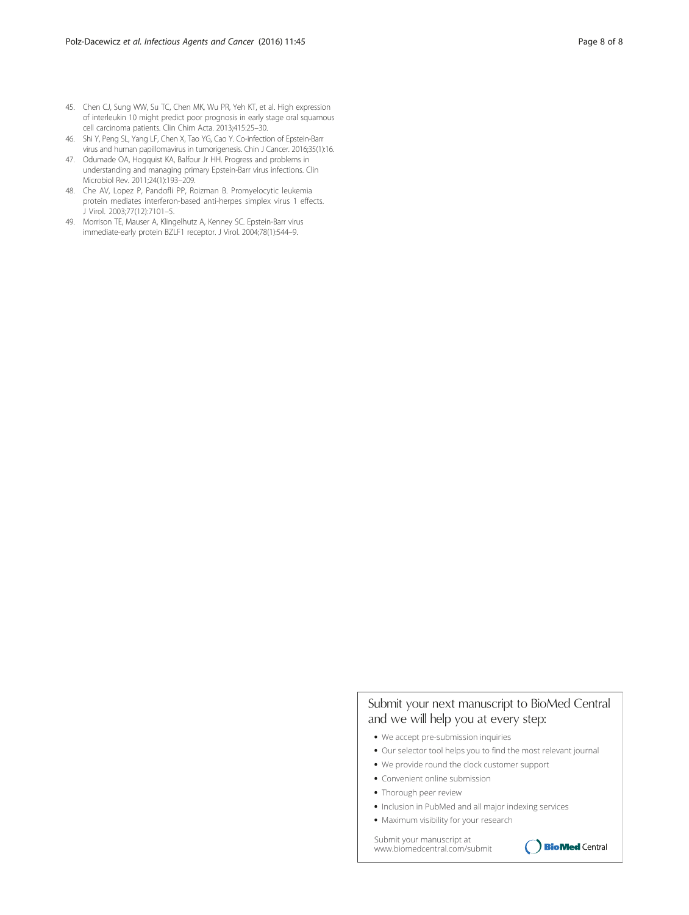45. Chen CJ, Sung WW, Su TC, Chen MK, Wu PR, Yeh KT, et al. High expression of interleukin 10 might predict poor prognosis in early stage oral squamous cell carcinoma patients. Clin Chim Acta. 2013;415:25–30.
46. Shi Y, Peng SL, Yang LF, Chen X, Tao YG, Cao Y. Co-infection of Epstein-Barr virus and human papillomavirus in tumorigenesis. Chin J Cancer. 2016;35(1):16.
47. Odumade OA, Hogquist KA, Balfour Jr HH. Progress and problems in understanding and managing primary Epstein-Barr virus infections. Clin Microbiol Rev. 2011;24(1):193–209.
48. Che AV, Lopez P, Pandofli PP, Roizman B. Promyelocytic leukemia protein mediates interferon-based anti-herpes simplex virus 1 effects. J Virol. 2003;77(12):7101–5.
49. Morrison TE, Mauser A, Klingelhutz A, Kenney SC. Epstein-Barr virus immediate-early protein BZLF1 receptor. J Virol. 2004;78(1):544–9.

Submit your next manuscript to BioMed Central and we will help you at every step:

- We accept pre-submission inquiries
- Our selector tool helps you to find the most relevant journal
- We provide round the clock customer support
- Convenient online submission
- Thorough peer review
- Inclusion in PubMed and all major indexing services
- Maximum visibility for your research

Submit your manuscript at
www.biomedcentral.com/submit

BioMed Central